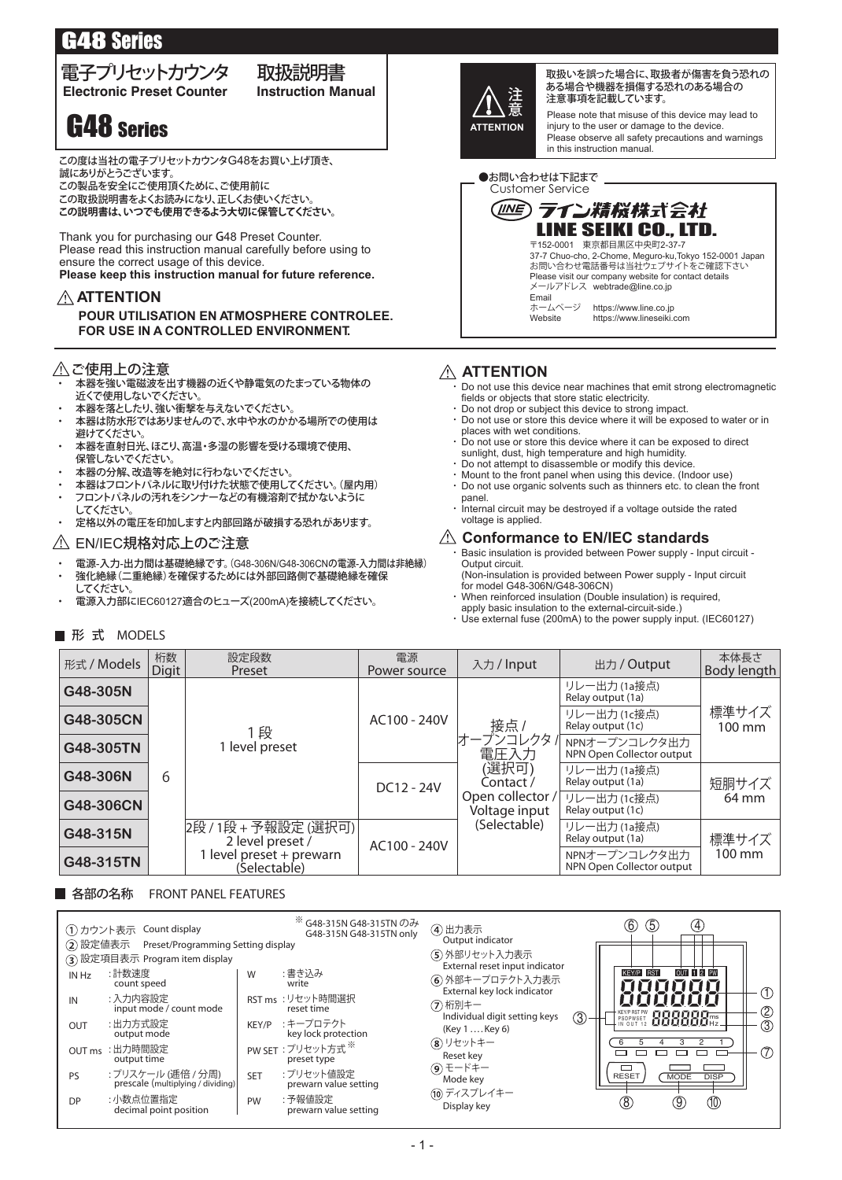# G48 Series

## 電子プリセットカウンタ 取扱説明書
**Electronic Preset Counter Instruction Manual**

# G48 Series

この度は当社の電子プリセットカウンタG48をお買い上げ頂き、誠にありがとうございます。
この製品を安全にご使用頂くために、ご使用前にこの取扱説明書をよくお読みになり、正しくお使いください。
**この説明書は、いつでも使用できるよう大切に保管してください。**

Thank you for purchasing our G48 Preset Counter.
Please read this instruction manual carefully before using to ensure the correct usage of this device.
**Please keep this instruction manual for future reference.**

### ⚠ ATTENTION

**POUR UTILISATION EN ATMOSPHERE CONTROLEE.**
**FOR USE IN A CONTROLLED ENVIRONMENT.**

⚠ 注意 ATTENTION

取扱いを誤った場合に、取扱者が傷害を負う恐れのある場合や機器を損傷する恐れのある場合の注意事項を記載しています。

Please note that misuse of this device may lead to injury to the user or damage to the device.
Please observe all safety precautions and warnings in this instruction manual.

●お問い合わせは下記まで
Customer Service

**ライン精機株式会社**
**LINE SEIKI CO., LTD.**

〒152-0001 東京都目黒区中央町2-37-7
37-7 Chuo-cho, 2-Chome, Meguro-ku,Tokyo 152-0001 Japan
お問い合わせ電話番号は当社ウェブサイトをご確認下さい
Please visit our company website for contact details
メールアドレス Email webtrade@line.co.jp
ホームページ https://www.line.co.jp
Website https://www.lineseiki.com

### ⚠ ご使用上の注意

- 本器を強い電磁波を出す機器の近くや静電気のたまっている物体の近くで使用しないでください。
- 本器を落としたり、強い衝撃を与えないでください。
- 本器は防水形ではありませんので、水中や水のかかる場所での使用は避けてください。
- 本器を直射日光、ほこり、高温・多湿の影響を受ける環境で使用、保管しないでください。
- 本器の分解、改造等を絶対に行わないでください。
- 本器はフロントパネルに取り付けた状態で使用してください。(屋内用)
- フロントパネルの汚れをシンナーなどの有機溶剤で拭かないようにしてください。
- 定格以外の電圧を印加しますと内部回路が破損する恐れがあります。

### ⚠ ATTENTION

- Do not use this device near machines that emit strong electromagnetic fields or objects that store static electricity.
- Do not drop or subject this device to strong impact.
- Do not use or store this device where it will be exposed to water or in places with wet conditions.
- Do not use or store this device where it can be exposed to direct sunlight, dust, high temperature and high humidity.
- Do not attempt to disassemble or modify this device.
- Mount to the front panel when using this device. (Indoor use)
- Do not use organic solvents such as thinners etc. to clean the front panel.
- Internal circuit may be destroyed if a voltage outside the rated voltage is applied.

### ⚠ EN/IEC規格対応上のご注意

- 電源-入力-出力間は基礎絶縁です。(G48-306N/G48-306CNの電源-入力間は非絶縁)
- 強化絶縁(二重絶縁)を確保するためには外部回路側で基礎絶縁を確保してください。
- 電源入力部にIEC60127適合のヒューズ(200mA)を接続してください。

### ⚠ Conformance to EN/IEC standards

- Basic insulation is provided between Power supply - Input circuit - Output circuit.
  (Non-insulation is provided between Power supply - Input circuit for model G48-306N/G48-306CN)
- When reinforced insulation (Double insulation) is required, apply basic insulation to the external-circuit-side.)
- Use external fuse (200mA) to the power supply input. (IEC60127)

## ■ 形 式 MODELS

| 形式 / Models | 桁数 Digit | 設定段数 Preset | 電源 Power source | 入力 / Input | 出力 / Output | 本体長さ Body length |
|---|---|---|---|---|---|---|
| G48-305N | 6 | 1段 1 level preset | AC100 - 240V | 接点 / オープンコレクタ / 電圧入力 (選択可) Contact / Open collector / Voltage input (Selectable) | リレー出力 (1a接点) Relay output (1a) | 標準サイズ 100 mm |
| G48-305CN | | | | | リレー出力 (1c接点) Relay output (1c) | |
| G48-305TN | | | | | NPNオープンコレクタ出力 NPN Open Collector output | |
| G48-306N | | | DC12 - 24V | | リレー出力 (1a接点) Relay output (1a) | 短胴サイズ 64 mm |
| G48-306CN | | | | | リレー出力 (1c接点) Relay output (1c) | |
| G48-315N | | 2段 / 1段 + 予報設定 (選択可) 2 level preset / 1 level preset + prewarn (Selectable) | AC100 - 240V | | リレー出力 (1a接点) Relay output (1a) | 標準サイズ 100 mm |
| G48-315TN | | | | | NPNオープンコレクタ出力 NPN Open Collector output | |

## ■ 各部の名称 FRONT PANEL FEATURES

① カウント表示 Count display
② 設定値表示 Preset/Programming Setting display
③ 設定項目表示 Program item display

| | | | |
|---|---|---|---|
| IN Hz | :計数速度 count speed | W | :書き込み write |
| IN | :入力内容設定 input mode / count mode | RST ms | :リセット時間選択 reset time |
| OUT | :出力方式設定 output mode | KEY/P | :キープロテクト key lock protection |
| OUT ms | :出力時間設定 output time | PW SET | :プリセット方式※ preset type |
| PS | :プリスケール (逓倍 / 分周) prescale (multiplying / dividing) | SET | :プリセット値設定 prewarn value setting |
| DP | :小数点位置指定 decimal point position | PW | :予報値設定 prewarn value setting |

※ G48-315N G48-315TN のみ G48-315N G48-315TN only

④ 出力表示 Output indicator
⑤ 外部リセット入力表示 External reset input indicator
⑥ 外部キープロテクト入力表示 External key lock indicator
⑦ 桁別キー Individual digit setting keys (Key 1 .... Key 6)
⑧ リセットキー Reset key
⑨ モードキー Mode key
⑩ ディスプレイキー Display key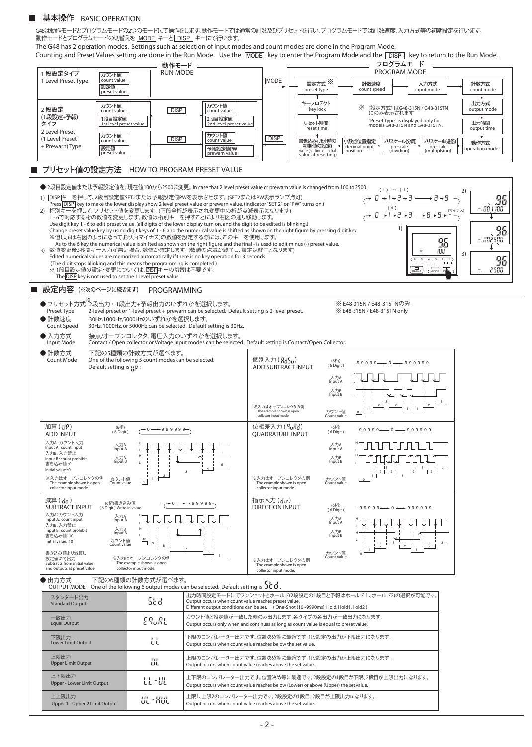## ■ 基本操作 BASIC OPERATION

G48は動作モードとプログラムモードの2つのモードにて操作をします。動作モードでは通常の計数及びプリセットを行い、プログラムモードでは計数速度、入力方式等の初期設定を行います。
動作モードとプログラムモードの切替えを MODE キーと DISP キーにて行います。

The G48 has 2 operation modes. Settings such as selection of input modes and count modes are done in the Program Mode.
Counting and Preset Values setting are done in the Run Mode. Use the MODE key to enter the Program Mode and the DISP key to return to the Run Mode.

**動作モード RUN MODE**

- 1 段設定タイプ 1 Level Preset Type: カウント値 count value / 設定値 preset value
- 2 段設定 Type 2 Level Preset: カウント値 count value / 1段目設定値 1st level preset value → DISP → カウント値 count value / 2段目設定値 2nd level preset value
- (1段設定+予報)タイプ (1 Level Preset + Prewarn) Type: カウント値 count value / 設定値 preset value → DISP → カウント値 count value / 予報設定値PW prewarn value

MODE → / ← DISP

**プログラムモード PROGRAM MODE**

設定方式※ preset type → 計数速度 count speed → 入力方式 input mode → 計数方式 count mode → 出力方式 output mode → 出力時間 output time → 動作方式 operation mode → プリスケール(通倍) prescale (multiplying) → プリスケール(分周) prescale (dividing) → 小数点位置指定 decimal point position → 書き込み(ﾘｾｯﾄ時の初期値の設定) write (setting of initial value at resetting) → リセット時間 reset time → キープロテクト key lock → 設定方式

※ "設定方式"はG48-315N / G48-315TNにのみ表示されます
"Preset Type" is displayed only for models G48-315N and G48-315TN.

## ■ プリセット値の設定方法 HOW TO PROGRAM PRESET VALUE

● 2段目設定値または予報設定値を、現在値100から2500に変更。In case that 2 level preset value or prewarn value is changed from 100 to 2500.

1) DISPキーを押して、2段目設定値SET2または予報設定値PWを表示させます。(SET2またはPW表示ランプ点灯)
Press DISP key to make the lower display show 2 level preset value or prewarn value. (Indicator "SET 2" or "PW" turns on.)

2) 桁別キーを押して、プリセット値を変更します。(下段全桁が表示され変更中の桁が点滅表示になります)
1 - 6で対応する桁の数値を変更します。数値は桁別キーを押すことにより右図の通り移動します。
Use digit key 1 - 6 to edit preset value. (all digits of the lower display turn on, and the digit to be edited is blinking.)
Change preset value key by using digit keys of 1 - 6 and the numerical value is shifted as shown on the right figure by pressing digit key.
※但し、6は右図のようになっており、-(マイナス)の数値を設定する際にはこのキーを使用します。
As to the 6 key, the numerical value is shifted as shown on the right figure and the final - is used to edit minus (-) preset value.

3) 数値変更後3秒間キー入力が無い場合、数値が確定します。(数値の点滅が終了し、設定は終了となります)
Edited numerical values are memorized automatically if there is no key operation for 3 seconds.
(The digit stops blinking and this means the programming is completed.)
※ 1段目設定値の設定・変更については、DISPキーの切替は不要です。
The DISP key is not used to set the 1 level preset value.

(1)~(5): 0 → 1 → 2 → 3 → 8 → 9
(6): 0 → 1 → 2 → 3 → 8 → 9 → - (マイナス)

## ■ 設定内容 (※次のページに続きます) PROGRAMMING

● プリセット方式※ 2段出力・1段出力+予報出力のいずれかを選択します。
Preset Type: 2-level preset or 1-level preset + prewarn can be selected. Default setting is 2-level preset.
※ E48-315N / E48-315TNのみ
※ E48-315N / E48-315TN only

● 計数速度 30Hz,1000Hz,5000Hzのいずれかを選択します。
Count Speed: 30Hz, 1000Hz, 5000Hz can be selected. Default setting is 30Hz.

● 入力方式 接点/オープンコレクタ、電圧入力のいずれかを選択します。
Input Mode: Contact / Open collector or Voltage input modes can be selected. Default setting is Contact/Open Collector.

● 計数方式 下記の5種類の計数方式が選べます。
Count Mode: One of the following 5 count modes can be selected. Default setting is UP:

- 加算 (UP) ADD INPUT (6桁) (6 Digit): 0 → 999999
  入力A:カウント入力 Input A: count input
  入力B:入力禁止 Input B: count prohibit
  書き込み値:0 Initial value: 0
  ※入力はオープンコレクタの例 The example shown is open collector input mode.
- 減算 (dn) SUBTRACT INPUT (6桁)書き込み値 (6 Digit) Write in value: 0 → -99999
  入力A:カウント入力 Input A: count input
  入力B:入力禁止 Input B: count prohibit
  書き込み値:10 Initial value: 10
  書き込み値より減算し設定値にて出力 Subtracts from initial value and outputs at preset value.
  ※入力はオープンコレクタの例 The example shown is open collector input mode.
- 個別入力 (AdSu) ADD SUBTRACT INPUT (6桁) (6 Digit): -99999 ↔ 0 ↔ 999999
  ※入力はオープンコレクタの例 The example shown is open collector input mode.
- 位相差入力 (QuAd) QUADRATURE INPUT (6桁) (6 Digit): -99999 ↔ 0 ↔ 999999
  ※入力はオープンコレクタの例 The example shown is open collector input mode.
- 指示入力 (dir) DIRECTION INPUT (6桁) (6 Digit): -99999 ↔ 0 ↔ 999999
  ※入力はオープンコレクタの例 The example shown is open collector input mode.

● 出力方式 下記の6種類の計数方式が選べます。
OUTPUT MODE: One of the following 6 output modes can be selected. Default setting is Std.

| | | |
|---|---|---|
| スタンダード出力 Standard Output | Std | 出力時間設定モードにてワンショットとホールド(2段設定の1段目と予報はホールド1、ホールド2)の選択が可能です。Output occurs when count value reaches preset value. Different output conditions can be set. (One-Shot (10~9990ms), Hold, Hold1, Hold2) |
| 一致出力 Equal Output | EquAL | カウント値と設定値が一致した時のみ出力します。各タイプの各出力が一致出力になります。Output occurs only when and continues as long as count value is equal to preset value. |
| 下限出力 Lower Limit Output | LL | 下限のコンパレーター出力です。位置決め等に最適です。1段設定の出力が下限出力になります。Output occurs when count value reaches below the set value. |
| 上限出力 Upper Limit Output | UL | 上限のコンパレーター出力です。位置決め等に最適です。1段設定の出力が上限出力になります。Output occurs when count value reaches above the set value. |
| 上下限出力 Upper - Lower Limit Output | LL-UL | 上下限のコンパレーター出力です。位置決め等に最適です。2段設定の1段目が下限、2段目が上限出力になります。Output occurs when count value reaches below (Lower) or above (Upper) the set value. |
| 上上限出力 Upper 1 - Upper 2 Limit Output | UL-HUL | 上限1、上限2のコンパレーター出力です。2段設定の1段目、2段目が上限出力になります。Output occurs when count value reaches above the set value. |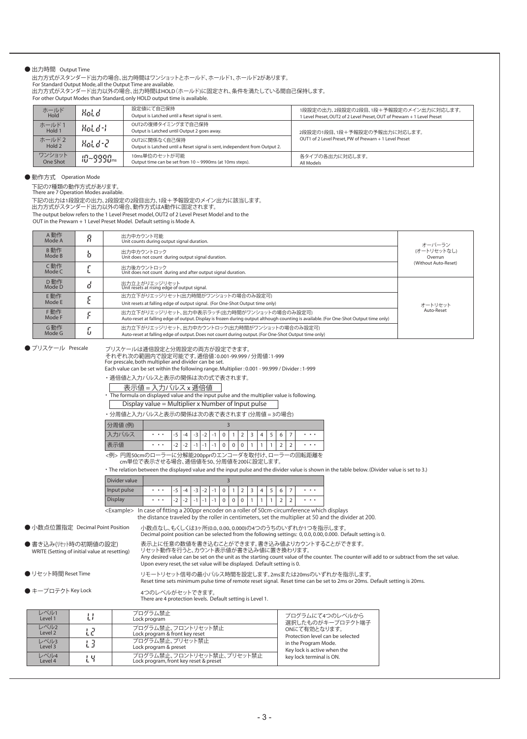● 出力時間　Output Time

出力方式がスタンダード出力の場合、出力時間はワンショットとホールド、ホールド1、ホールド2があります。
For Standard Output Mode, all the Output Time are available.
出力方式がスタンダード出力以外の場合、出力時間はHOLD（ホールド）に固定され、条件を満たしている間自己保持します。
For other Output Modes than Standard, only HOLD output time is available.

| | | | |
|---|---|---|---|
| ホールド Hold | HoLd | 設定値にて自己保持 Output is Latched until a Reset signal is sent. | 1段設定の出力、2段設定の2段目、1段＋予報設定のメイン出力に対応します。 1 Level Preset, OUT2 of 2 Level Preset, OUT of Prewarn + 1 Level Preset |
| ホールド1 Hold 1 | HoLd-1 | OUT2の復帰タイミングまで自己保持 Output is Latched until Output 2 goes away. | 2段設定の1段目、1段＋予報設定の予報出力に対応します。 OUT1 of 2 Level Preset, PW of Prewarn + 1 Level Preset |
| ホールド2 Hold 2 | HoLd-2 | OUT2に関係なく自己保持 Output is Latched until a Reset signal is sent, independent from Output 2. | |
| ワンショット One Shot | 10~9990ms | 10ms単位のセットが可能 Output time can be set from 10 ~ 9990ms (at 10ms steps). | 各タイプの各出力に対応します。 All Models |

● 動作方式　Operation Mode

下記の7種類の動作方式があります。
There are 7 Operation Modes available.
下記の出力は1段設定の出力、2段設定の2段目出力、1段＋予報設定のメイン出力に該当します。
出力方式がスタンダード出力以外の場合、動作方式はA動作に固定されます。
The output below refers to the 1 Level Preset model, OUT2 of 2 Level Preset Model and to the OUT in the Prewarn + 1 Level Preset Model. Default setting is Mode A.

| | | | |
|---|---|---|---|
| A動作 Mode A | A | 出力中カウント可能 Unit counts during output signal duration. | オーバーラン (オートリセットなし) Overrun (Without Auto-Reset) |
| B動作 Mode B | b | 出力中カウントロック Unit does not count during output signal duration. | |
| C動作 Mode C | C | 出力後カウントロック Unit does not count during and after output signal duration. | |
| D動作 Mode D | d | 出力立上がりエッジリセット Unit resets at rising edge of output signal. | オートリセット Auto-Reset |
| E動作 Mode E | E | 出力立下がりエッジリセット(出力時間がワンショットの場合のみ設定可) Unit resets at falling edge of output signal. (For One-Shot Output time only) | |
| F動作 Mode F | F | 出力立下がりエッジリセット、出力中表示ラッチ(出力時間がワンショットの場合のみ設定可) Auto-reset at falling edge of output. Display is frozen during output although counting is available. (For One-Shot Output time only) | |
| G動作 Mode G | G | 出力立下がりエッジリセット、出力中カウントロック(出力時間がワンショットの場合のみ設定可) Auto-reset at falling edge of output. Does not count during output. (For One-Shot Output time only) | |

● プリスケール　Prescale

プリスケールは逓倍設定と分周設定の両方が設定できます。
それぞれ次の範囲内で設定可能です。逓倍値：0.001-99.999 / 分周値：1-999
For prescale, both multiplier and divider can be set.
Each value can be set within the following range. Multiplier : 0.001 - 99.999 / Divider : 1-999

・逓倍値と入力パルスと表示の関係は次の式で表されます。

表示値＝入力パルスｘ逓倍値

・The formula on displayed value and the input pulse and the multiplier value is following.

Display value = Multiplier x Number of Input pulse

・分周値と入力パルスと表示の関係は次の表で表されます (分周値＝3の場合)

| 分周値 (例) | 3 | | | | | | | | | | | | | | |
|---|---|---|---|---|---|---|---|---|---|---|---|---|---|---|---|
| 入力パルス | ・・・ | -5 | -4 | -3 | -2 | -1 | 0 | 1 | 2 | 3 | 4 | 5 | 6 | 7 | ・・・ |
| 表示値 | ・・・ | -2 | -2 | -1 | -1 | -1 | 0 | 0 | 0 | 1 | 1 | 1 | 2 | 2 | ・・・ |

<例> 円周50cmのローラーに分解能200pprのエンコーダを取付け、ローラーの回転距離をcm単位で表示させる場合、逓倍値を50、分周値を200に設定します。

・The relation between the displayed value and the input pulse and the divider value is shown in the table below. (Divider value is set to 3.)

| Divider value | 3 | | | | | | | | | | | | | | |
|---|---|---|---|---|---|---|---|---|---|---|---|---|---|---|---|
| Input pulse | ・・・ | -5 | -4 | -3 | -2 | -1 | 0 | 1 | 2 | 3 | 4 | 5 | 6 | 7 | ・・・ |
| Display | ・・・ | -2 | -2 | -1 | -1 | -1 | 0 | 0 | 0 | 1 | 1 | 1 | 2 | 2 | ・・・ |

<Example> In case of fitting a 200ppr encoder on a roller of 50cm-circumference which displays the distance traveled by the roller in centimeters, set the multiplier at 50 and the divider at 200.

● 小数点位置指定　Decimal Point Position

小数点なし、もしくは3ヶ所(0.0、0.00、0.000)の4つのうちのいずれか1つを指示します。
Decimal point position can be selected from the following settings: 0, 0.0, 0.00, 0.000. Default setting is 0.

● 書き込み(リセット時の初期値の設定)　WRITE (Setting of initial value at resetting)

表示上に任意の数値を書き込むことができます。書き込み値よりカウントすることができます。
リセット動作を行うと、カウント表示値が書き込み値に置き換わります。
Any desired value can be set on the unit as the starting count value of the counter. The counter will add to or subtract from the set value. Upon every reset, the set value will be displayed. Default setting is 0.

● リセット時間 Reset Time

リモートリセット信号の最小パルス時間を設定します。2msまたは20msのいずれかを指示します。
Reset time sets minimum pulse time of remote reset signal. Reset time can be set to 2ms or 20ms. Default setting is 20ms.

● キープロテクト Key Lock

4つのレベルがセットできます。
There are 4 protection levels. Default setting is Level 1.

| | | | |
|---|---|---|---|
| レベル1 Level 1 | L1 | プログラム禁止 Lock program | プログラムにて4つのレベルから選択したものがキープロテクト端子ONにて有効となります。 Protection level can be selected in the Program Mode. Key lock is active when the key lock terminal is ON. |
| レベル2 Level 2 | L2 | プログラム禁止、フロントリセット禁止 Lock program & front key reset | |
| レベル3 Level 3 | L3 | プログラム禁止、プリセット禁止 Lock program & preset | |
| レベル4 Level 4 | L4 | プログラム禁止、フロントリセット禁止、プリセット禁止 Lock program, front key reset & preset | |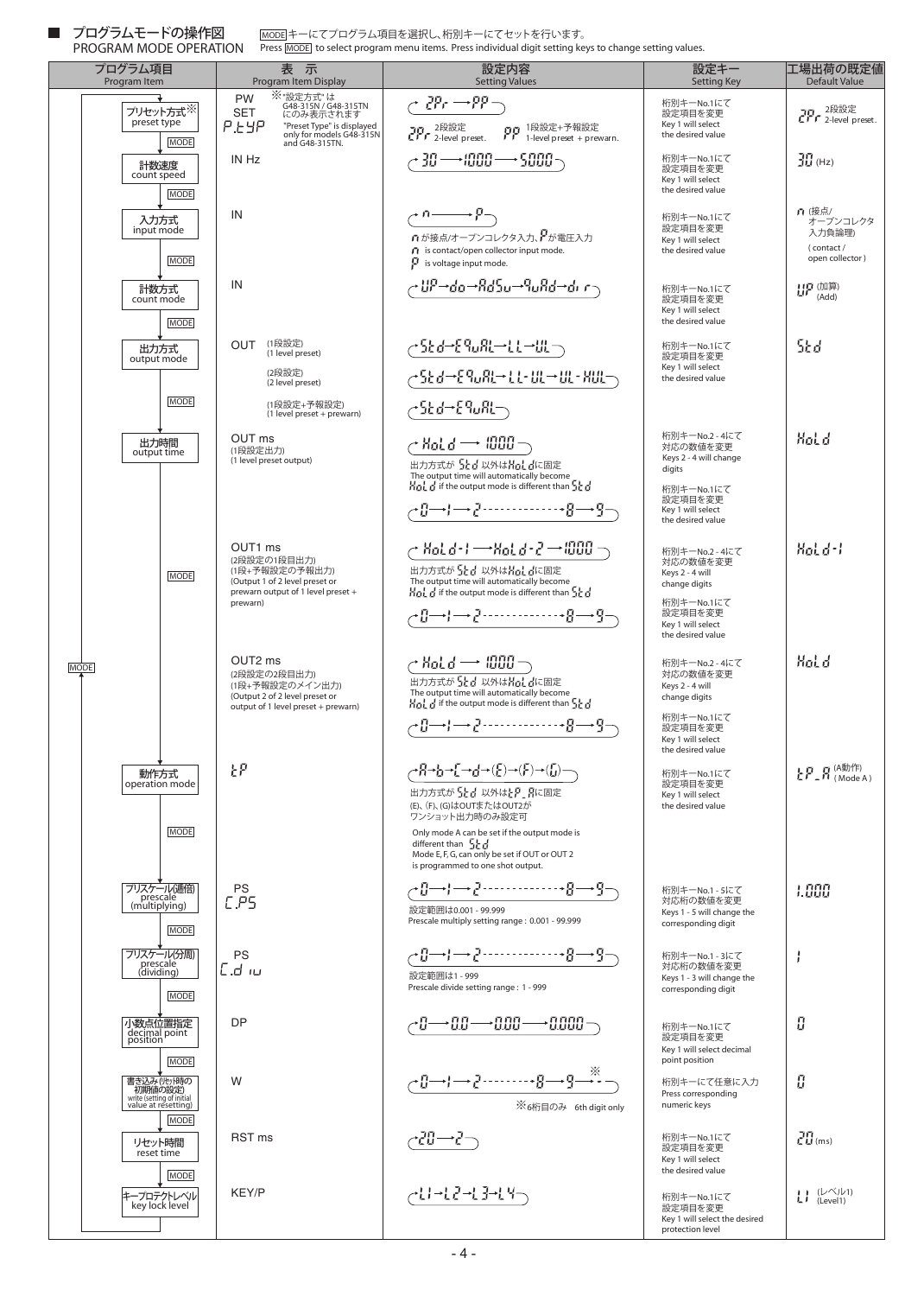## ■ プログラムモードの操作図 PROGRAM MODE OPERATION

MODEキーにてプログラム項目を選択し、桁別キーにてセットを行います。
Press MODE to select program menu items. Press individual digit setting keys to change setting values.

| プログラム項目 Program Item | 表示 Program Item Display | 設定内容 Setting Values | 設定キー Setting Key | 工場出荷の既定値 Default Value |
|---|---|---|---|---|
| プリセット方式※ preset type | PW SET P.tYP ※"設定方式"は G48-315N / G48-315TNにのみ表示されます "Preset Type" is displayed only for models G48-315N and G48-315TN. | 2Pr → PP 2Pr 2段設定 2-level preset. PP 1段設定+予報設定 1-level preset + prewarn. | 桁別キーNo.1にて設定項目を変更 Key 1 will select the desired value | 2Pr 2段設定 2-level preset. |
| 計数速度 count speed | IN Hz | 30 → 1000 → 5000 | 桁別キーNo.1にて設定項目を変更 Key 1 will select the desired value | 30 (Hz) |
| 入力方式 input mode | IN | n → P nが接点/オープンコレクタ入力、Pが電圧入力 n is contact/open collector input mode. P is voltage input mode. | 桁別キーNo.1にて設定項目を変更 Key 1 will select the desired value | n (接点/オープンコレクタ入力負論理) (contact / open collector) |
| 計数方式 count mode | IN | UP → do → AdSu → 9uAd → dir | 桁別キーNo.1にて設定項目を変更 Key 1 will select the desired value | UP (加算) (Add) |
| 出力方式 output mode | OUT (1段設定) (1 level preset) / (2段設定) (2 level preset) / (1段設定+予報設定) (1 level preset + prewarn) | Std → E9uAL → LL → UL / Std → E9uAL → LL-UL → UL-HUL / Std → E9uAL | 桁別キーNo.1にて設定項目を変更 Key 1 will select the desired value | Std |
| 出力時間 output time | OUT ms (1段設定出力) (1 level preset output) | HoLd → 1000 出力方式が Std 以外はHoLdに固定 The output time will automatically become HoLd if the output mode is different than Std / 0 → 1 → 2 ····· 8 → 9 | 桁別キーNo.2 - 4にて対応の数値を変更 Keys 2 - 4 will change digits / 桁別キーNo.1にて設定項目を変更 Key 1 will select the desired value | HoLd |
| | OUT1 ms (2段設定の1段目出力) (1段+予報設定の予報出力) (Output 1 of 2 level preset or prewarn output of 1 level preset + prewarn) | HoLd-1 → HoLd-2 → 1000 出力方式が Std 以外はHoLdに固定 The output time will automatically become HoLd if the output mode is different than Std / 0 → 1 → 2 ····· 8 → 9 | 桁別キーNo.2 - 4にて対応の数値を変更 Keys 2 - 4 will change digits / 桁別キーNo.1にて設定項目を変更 Key 1 will select the desired value | HoLd-1 |
| | OUT2 ms (2段設定の2段目出力) (1段+予報設定のメイン出力) (Output 2 of 2 level preset or output of 1 level preset + prewarn) | HoLd → 1000 出力方式が Std 以外はHoLdに固定 The output time will automatically become HoLd if the output mode is different than Std / 0 → 1 → 2 ····· 8 → 9 | 桁別キーNo.2 - 4にて対応の数値を変更 Keys 2 - 4 will change digits / 桁別キーNo.1にて設定項目を変更 Key 1 will select the desired value | HoLd |
| 動作方式 operation mode | tP | A → b → C → d → (E) → (F) → (G) 出力方式が Std 以外はtP_Aに固定 (E)、(F)、(G)はOUTまたはOUT2がワンショット出力時のみ設定可 Only mode A can be set if the output mode is different than Std Mode E, F, G, can only be set if OUT or OUT 2 is programmed to one shot output. | 桁別キーNo.1にて設定項目を変更 Key 1 will select the desired value | tP_A (A動作) (Mode A) |
| プリスケール(逓倍) prescale (multiplying) | PS C.PS | 0 → 1 → 2 ····· 8 → 9 設定範囲は0.001 - 99.999 Prescale multiply setting range : 0.001 - 99.999 | 桁別キーNo.1 - 5にて対応桁の数値を変更 Keys 1 - 5 will change the corresponding digit | 1.000 |
| プリスケール(分周) prescale (dividing) | PS C.diu | 0 → 1 → 2 ····· 8 → 9 設定範囲は1 - 999 Prescale divide setting range : 1 - 999 | 桁別キーNo.1 - 3にて対応桁の数値を変更 Keys 1 - 3 will change the corresponding digit | 1 |
| 小数点位置指定 decimal point position | DP | 0 → 0.0 → 0.00 → 0.000 | 桁別キーNo.1にて設定項目を変更 Key 1 will select decimal point position | 0 |
| 書き込み(リセット時の初期値の設定) write (setting of initial value at resetting) | W | 0 → 1 → 2 ····· 8 → 9 → -※ ※6桁目のみ 6th digit only | 桁別キーにて任意に入力 Press corresponding numeric keys | 0 |
| リセット時間 reset time | RST ms | 20 → 2 | 桁別キーNo.1にて設定項目を変更 Key 1 will select the desired value | 20 (ms) |
| キープロテクトレベル key lock level | KEY/P | L1 → L2 → L3 → L4 | 桁別キーNo.1にて設定項目を変更 Key 1 will select the desired protection level | L1 (レベル1) (Level1) |

各プログラム項目間は MODE キーで順に移動し、最後の項目から MODE キーで最初の項目に戻ります。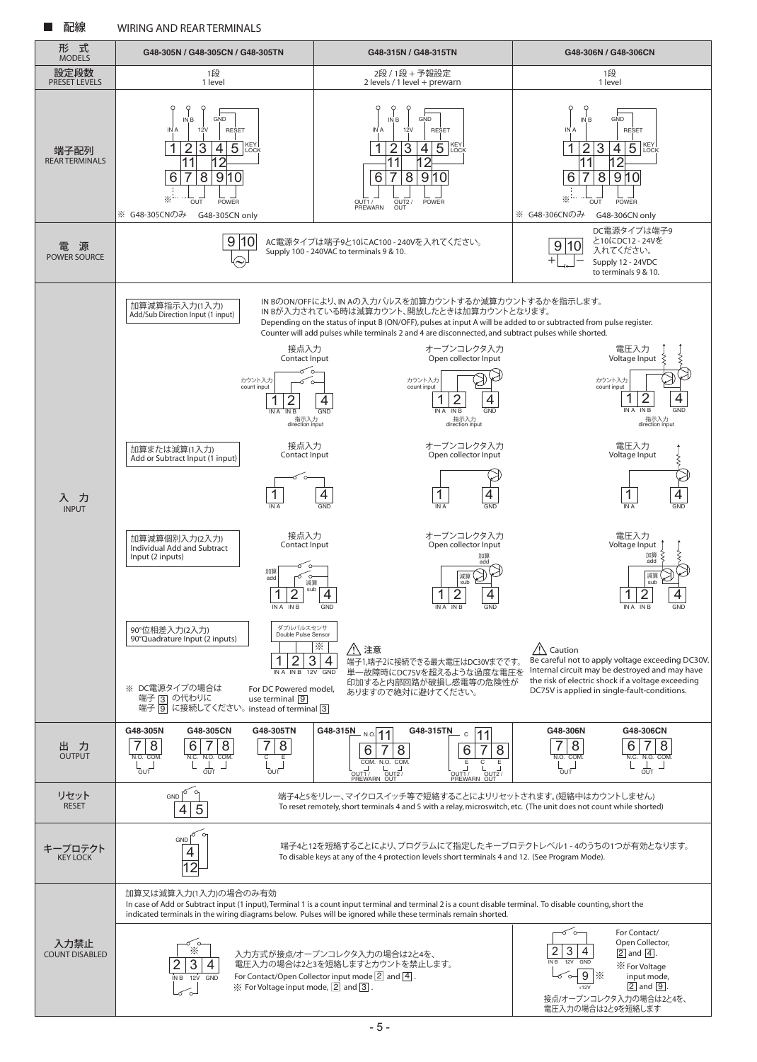## ■ 配線　WIRING AND REAR TERMINALS

| 形式 MODELS | G48-305N / G48-305CN / G48-305TN | G48-315N / G48-315TN | G48-306N / G48-306CN |
|---|---|---|---|
| 設定段数 PRESET LEVELS | 1段 1 level | 2段 / 1段 + 予報設定 2 levels / 1 level + prewarn | 1段 1 level |
| 端子配列 REAR TERMINALS | IN A, IN B, 12V, GND, RESET, KEY LOCK, OUT, POWER ※ G48-305CNのみ G48-305CN only | IN A, IN B, 12V, GND, RESET, KEY LOCK, OUT1 / PREWARN, OUT2 / OUT, POWER | IN A, IN B, GND, RESET, KEY LOCK, OUT, POWER ※ G48-306CNのみ G48-306CN only |
| 電源 POWER SOURCE | 9 10 AC電源タイプは端子9と10にAC100 - 240Vを入れてください。 Supply 100 - 240VAC to terminals 9 & 10. | | 9 10 DC電源タイプは端子9と10にDC12 - 24Vを入れてください。 Supply 12 - 24VDC to terminals 9 & 10. |

### 入力 INPUT

**加算減算指示入力(1入力) Add/Sub Direction Input (1 input)**

IN BのON/OFFにより、IN Aの入力パルスを加算カウントするか減算カウントするかを指示します。
IN Bが入力されている時は減算カウント、開放したときは加算カウントとなります。
Depending on the status of input B (ON/OFF), pulses at input A will be added to or subtracted from pulse register.
Counter will add pulses while terminals 2 and 4 are disconnected, and subtract pulses while shorted.

- 接点入力 Contact Input / オープンコレクタ入力 Open collector Input / 電圧入力 Voltage Input
- カウント入力 count input (1 IN A), 指示入力 direction input (2 IN B), 4 GND

**加算または減算(1入力) Add or Subtract Input (1 input)**

- 接点入力 Contact Input / オープンコレクタ入力 Open collector Input / 電圧入力 Voltage Input
- 1 IN A, 4 GND

**加算減算個別入力(2入力) Individual Add and Subtract Input (2 inputs)**

- 接点入力 Contact Input / オープンコレクタ入力 Open collector Input / 電圧入力 Voltage Input
- 加算 add (1 IN A), 減算 sub (2 IN B), 4 GND

**90°位相差入力(2入力) 90°Quadrature Input (2 inputs)**

- ダブルパルスセンサ Double Pulse Sensor
- 1 IN A, 2 IN B, 3 12V ※, 4 GND

※ DC電源タイプの場合は端子 3 の代わりに端子 9 に接続してください。
For DC Powered model, use terminal 9 instead of terminal 3

⚠ 注意
端子1,端子2に接続できる最大電圧はDC30Vまでです。単一故障時にDC75Vを超えるような過度な電圧を印加すると内部回路が破損し感電等の危険性がありますので絶対に避けてください。

⚠ Caution
Be careful not to apply voltage exceeding DC30V. Internal circuit may be destroyed and may have the risk of electric shock if a voltage exceeding DC75V is applied in single-fault-conditions.

### 出力 OUTPUT

| G48-305N | G48-305CN | G48-305TN | G48-315N | G48-315TN | G48-306N | G48-306CN |
|---|---|---|---|---|---|---|
| 7 N.O., 8 COM. (OUT) | 6 N.C., 7 N.O., 8 COM. (OUT) | 7 C, 8 E (OUT) | 11 N.O.; 6 COM., 7 N.O., 8 COM. (OUT1 / PREWARN, OUT2 / OUT) | 11 C; 6 E, 7 C, 8 E (OUT1 / PREWARN, OUT2 / OUT) | 7 N.O., 8 COM. (OUT) | 6 N.C., 7 N.O., 8 COM. (OUT) |

### リセット RESET

GND 4 5

端子4と5をリレー、マイクロスイッチ等で短絡することによりリセットされます。(短絡中はカウントしません)
To reset remotely, short terminals 4 and 5 with a relay, microswitch, etc. (The unit does not count while shorted)

### キープロテクト KEY LOCK

GND 4 12

端子4と12を短絡することにより、プログラムにて指定したキープロテクトレベル1 - 4のうちの1つが有効となります。
To disable keys at any of the 4 protection levels short terminals 4 and 12. (See Program Mode).

### 入力禁止 COUNT DISABLED

加算又は減算入力(1入力)の場合のみ有効
In case of Add or Subtract input (1 input), Terminal 1 is a count input terminal and terminal 2 is a count disable terminal. To disable counting, short the indicated terminals in the wiring diagrams below. Pulses will be ignored while these terminals remain shorted.

2 IN B, 3 12V, 4 GND ※

入力方式が接点/オープンコレクタ入力の場合は2と4を、電圧入力の場合は2と3を短絡しますとカウントを禁止します。
For Contact/Open Collector input mode 2 and 4 .
※ For Voltage input mode, 2 and 3 .

2 IN B, 3 12V, 4 GND, 9 +12V ※

For Contact/Open Collector, 2 and 4 .
※ For Voltage input mode, 2 and 9 .
接点/オープンコレクタ入力の場合は2と4を、電圧入力の場合は2と9を短絡します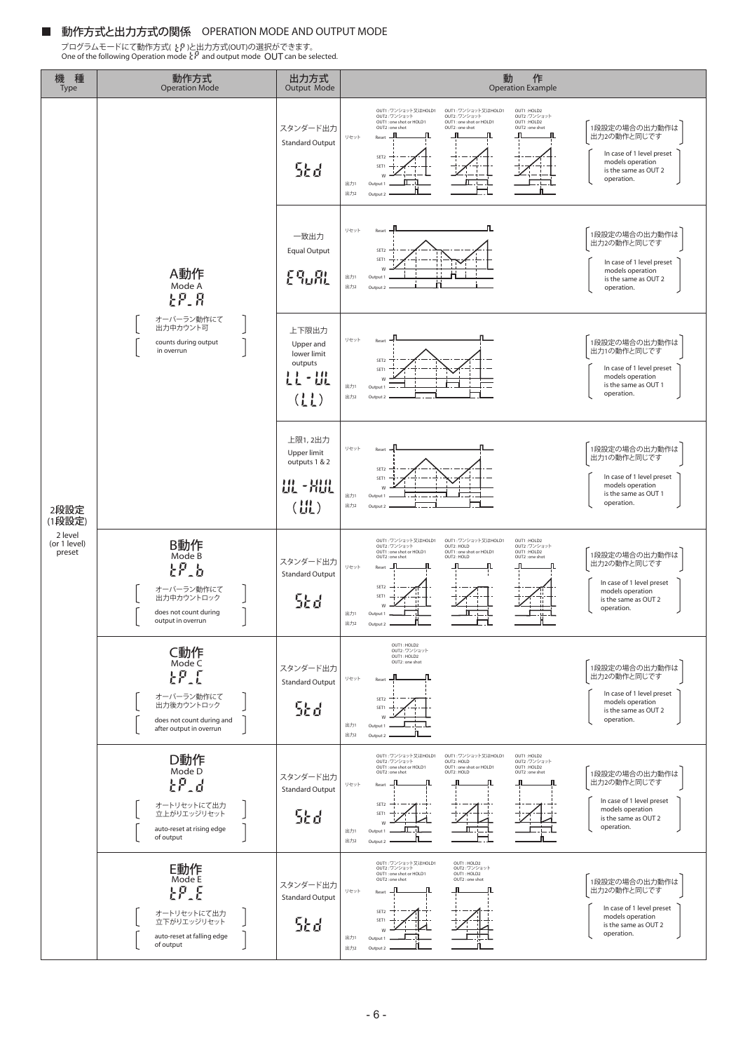## ■ 動作方式と出力方式の関係 OPERATION MODE AND OUTPUT MODE

プログラムモードにて動作方式( tP )と出力方式(OUT)の選択ができます。
One of the following Operation mode tP and output mode OUT can be selected.

| 機 種 Type | 動作方式 Operation Mode | 出力方式 Output Mode | 動 作 Operation Example |
|---|---|---|---|
| 2段設定 (1段設定) 2 level (or 1 level) preset | A動作 Mode A tP_A<br>オーバーラン動作にて出力中カウント可<br>counts during output in overrun | スタンダード出力 Standard Output StD | OUT1 : ワンショット又はHOLD1 OUT2 : ワンショット / OUT1 : one shot or HOLD1 OUT2 : one shot<br>OUT1 : ワンショット又はHOLD1 OUT2 : ワンショット / OUT1 : one shot or HOLD1 OUT2 : one shot<br>OUT1 : HOLD2 OUT2 : ワンショット / OUT1 : HOLD2 OUT2 : one shot<br>1段設定の場合の出力動作は出力2の動作と同じです<br>In case of 1 level preset models operation is the same as OUT 2 operation. |
| | | 一致出力 Equal Output EQuAL | 1段設定の場合の出力動作は出力2の動作と同じです<br>In case of 1 level preset models operation is the same as OUT 2 operation. |
| | | 上下限出力 Upper and lower limit outputs LL-UL (LL) | 1段設定の場合の出力動作は出力1の動作と同じです<br>In case of 1 level preset models operation is the same as OUT 1 operation. |
| | | 上限1, 2出力 Upper limit outputs 1 & 2 UL-HUL (UL) | 1段設定の場合の出力動作は出力1の動作と同じです<br>In case of 1 level preset models operation is the same as OUT 1 operation. |
| | B動作 Mode B tP_b<br>オーバーラン動作にて出力中カウントロック<br>does not count during output in overrun | スタンダード出力 Standard Output StD | OUT1 : ワンショット又はHOLD1 OUT2 : ワンショット / OUT1 : one shot or HOLD1 OUT2 : one shot<br>OUT1 : ワンショット又はHOLD1 OUT2 : HOLD / OUT1 : one shot or HOLD1 OUT2 : HOLD<br>OUT1 : HOLD2 OUT2 : ワンショット / OUT1 : HOLD2 OUT2 : one shot<br>1段設定の場合の出力動作は出力2の動作と同じです<br>In case of 1 level preset models operation is the same as OUT 2 operation. |
| | C動作 Mode C tP_C<br>オーバーラン動作にて出力後カウントロック<br>does not count during and after output in overrun | スタンダード出力 Standard Output StD | OUT1 : HOLD2 OUT2 : ワンショット / OUT1 : HOLD2 OUT2 : one shot<br>1段設定の場合の出力動作は出力2の動作と同じです<br>In case of 1 level preset models operation is the same as OUT 2 operation. |
| | D動作 Mode D tP_d<br>オートリセットにて出力立上がりエッジリセット<br>auto-reset at rising edge of output | スタンダード出力 Standard Output StD | OUT1 : ワンショット又はHOLD1 OUT2 : ワンショット / OUT1 : one shot or HOLD1 OUT2 : one shot<br>OUT1 : ワンショット又はHOLD1 OUT2 : HOLD / OUT1 : one shot or HOLD1 OUT2 : HOLD<br>OUT1 : HOLD2 OUT2 : ワンショット / OUT1 : HOLD2 OUT2 : one shot<br>1段設定の場合の出力動作は出力2の動作と同じです<br>In case of 1 level preset models operation is the same as OUT 2 operation. |
| | E動作 Mode E tP_E<br>オートリセットにて出力立下がりエッジリセット<br>auto-reset at falling edge of output | スタンダード出力 Standard Output StD | OUT1 : ワンショット又はHOLD1 OUT2 : ワンショット / OUT1 : one shot or HOLD1 OUT2 : one shot<br>OUT1 : HOLD2 OUT2 : ワンショット / OUT1 : HOLD2 OUT2 : one shot<br>1段設定の場合の出力動作は出力2の動作と同じです<br>In case of 1 level preset models operation is the same as OUT 2 operation. |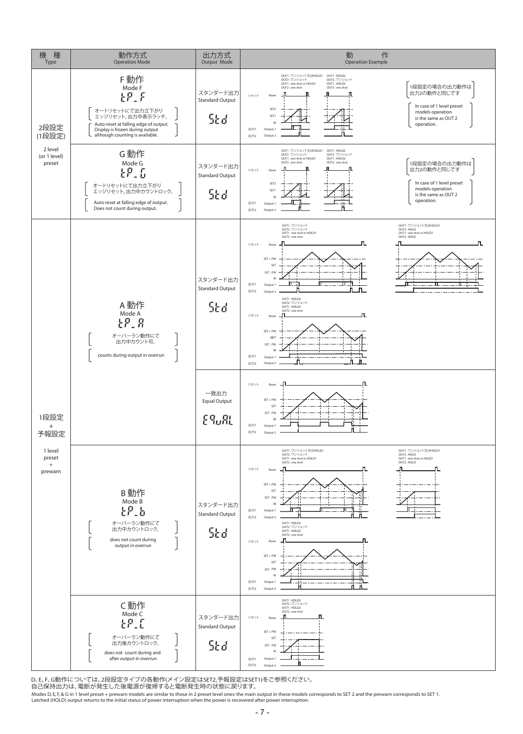| 機種 Type | 動作方式 Operation Mode | 出力方式 Output Mode | 動作 Operation Example |
|---|---|---|---|
| 2段設定 (1段設定) 2 level (or 1 level) preset | F動作 Mode F tP_F オートリセットにて出力立下がりエッジリセット。出力中表示ラッチ。 Auto-reset at falling edge of output. Display is frozen during output although counting is available. | スタンダード出力 Standard Output Std | OUT1：ワンショット又はHOLD1 OUT2：ワンショット OUT1 : one shot or HOLD1 OUT2 : one shot / OUT1：HOLD2 OUT2：ワンショット OUT1 : HOLD2 OUT2 : one shot リセット Reset SET2 SET1 W 出力1 Output 1 出力2 Output 2 1段設定の場合の出力動作は出力2の動作と同じです In case of 1 level preset models operation is the same as OUT 2 operation. |
| | G動作 Mode G tP_G オートリセットにて出力立下がりエッジリセット。出力中カウントロック。 Auto-reset at falling edge of output. Does not count during output. | スタンダード出力 Standard Output Std | OUT1：ワンショット又はHOLD1 OUT2：ワンショット OUT1 : one shot or HOLD1 OUT2 : one shot / OUT1：HOLD2 OUT2：ワンショット OUT1 : HOLD2 OUT2 : one shot リセット Reset SET2 SET1 W 出力1 Output 1 出力2 Output 2 1段設定の場合の出力動作は出力2の動作と同じです In case of 1 level preset models operation is the same as OUT 2 operation. |
| 1段設定 + 予報設定 1 level preset + prewarn | A動作 Mode A tP_A オーバーラン動作にて出力中カウント可。 counts during output in overrun | スタンダード出力 Standard Output Std | OUT1：ワンショット OUT2：ワンショット OUT1 : one shot or HOLD1 OUT2 : one shot / OUT1：ワンショット又はHOLD1 OUT2：HOLD OUT1 : one shot or HOLD1 OUT2 : HOLD / OUT1：HOLD2 OUT2：ワンショット OUT1 : HOLD2 OUT2 : one shot リセット Reset SET + PW SET SET - PW W 出力1 Output 1 出力2 Output 2 |
| | | 一致出力 Equal Output EqUAL | リセット Reset SET + PW SET SET - PW W 出力1 Output 1 出力2 Output 2 |
| | B動作 Mode B tP_b オーバーラン動作にて出力中カウントロック。 does not count during output in overrun | スタンダード出力 Standard Output Std | OUT1：ワンショット又はHOLD1 OUT2：ワンショット OUT1 : one shot or HOLD1 OUT2 : one shot / OUT1：ワンショット又はHOLD1 OUT2：HOLD OUT1 : one shot or HOLD1 OUT2 : HOLD / OUT1：HOLD2 OUT2：ワンショット OUT1 : HOLD2 OUT2 : one shot リセット Reset SET + PW SET SET - PW W 出力1 Output 1 出力2 Output 2 |
| | C動作 Mode C tP_C オーバーラン動作にて出力後カウントロック。 does not count during and after output in overrun | スタンダード出力 Standard Output Std | OUT1：HOLD2 OUT2：ワンショット OUT1 : HOLD2 OUT2 : one shot リセット Reset SET + PW SET SET - PW W 出力1 Output 1 出力2 Output 2 |

D、E、F、G動作については、2段設定タイプの各動作(メイン設定はSET2,予報設定はSET1)をご参照ください。
自己保持出力は、電断が発生した後電源が復帰すると電断発生時の状態に戻ります。

Modes D, E, F, & G in 1 level preset + prewarn models are similar to those in 2 preset level ones: the main output in these models corresponds to SET 2 and the prewarn corresponds to SET 1.
Latched (HOLD) output returns to the initial status of power interruption when the power is recovered after power interruption.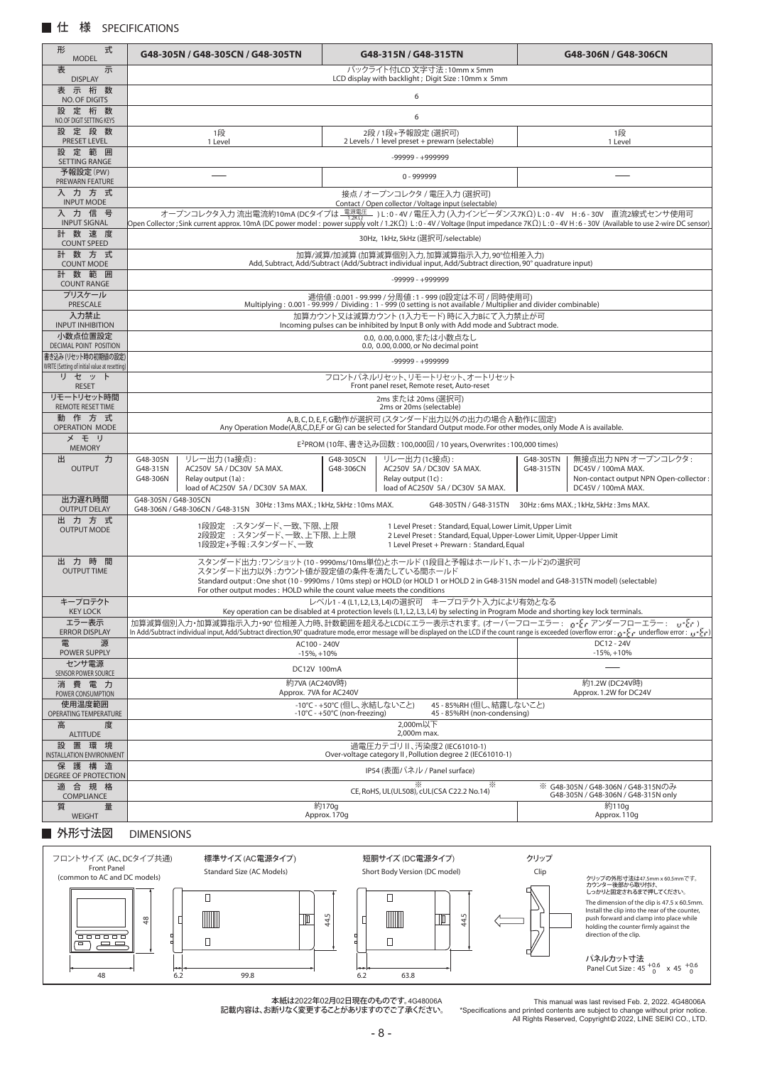## ■ 仕様 SPECIFICATIONS

| 形式 MODEL | G48-305N / G48-305CN / G48-305TN | G48-315N / G48-315TN | G48-306N / G48-306CN |
|---|---|---|---|
| 表示 DISPLAY | バックライト付LCD 文字寸法：10mm x 5mm LCD display with backlight ; Digit Size : 10mm x 5mm | | |
| 表示桁数 NO. OF DIGITS | 6 | | |
| 設定桁数 NO. OF DIGIT SETTING KEYS | 6 | | |
| 設定段数 PRESET LEVEL | 1段 1 Level | 2段 / 1段＋予報設定 (選択可) 2 Levels / 1 level preset + prewarn (selectable) | 1段 1 Level |
| 設定範囲 SETTING RANGE | -99999 - +999999 | | |
| 予報設定 (PW) PREWARN FEATURE | —— | 0 - 999999 | —— |
| 入力方式 INPUT MODE | 接点 / オープンコレクタ / 電圧入力 (選択可) Contact / Open collector / Voltage input (selectable) | | |
| 入力信号 INPUT SIGNAL | オープンコレクタ入力 流出電流約10mA (DCタイプは 電源電圧/1.2KΩ ) L : 0 - 4V / 電圧入力 (入力インピーダンス7KΩ) L : 0 - 4V H : 6 - 30V 直流2線式センサ使用可 Open Collector ; Sink current approx. 10mA (DC power model : power supply volt / 1.2KΩ) L : 0 - 4V / Voltage (Input impedance 7KΩ) L : 0 - 4V H : 6 - 30V (Available to use 2-wire DC sensor) | | |
| 計数速度 COUNT SPEED | 30Hz, 1kHz, 5kHz (選択可/selectable) | | |
| 計数方式 COUNT MODE | 加算/減算/加減算 (加算減算個別入力,加算減算指示入力,90°位相差入力) Add, Subtract, Add/Subtract (Add/Subtract individual input, Add/Subtract direction, 90° quadrature input) | | |
| 計数範囲 COUNT RANGE | -99999 - +999999 | | |
| プリスケール PRESCALE | 逓倍値：0.001 - 99.999 / 分周値：1 - 999 (0設定は不可 / 同時使用可) Multiplying : 0.001 - 99.999 / Dividing : 1 - 999 (0 setting is not available / Multiplier and divider combinable) | | |
| 入力禁止 INPUT INHIBITION | 加算カウント又は減算カウント (1入力モード) 時に入力Bにて入力禁止が可 Incoming pulses can be inhibited by Input B only with Add mode and Subtract mode. | | |
| 小数点位置設定 DECIMAL POINT POSITION | 0.0, 0.00, 0.000, または小数点なし 0.0, 0.00, 0.000, or No decimal point | | |
| 書き込み (リセット時の初期値の設定) WRITE (Setting of initial value at resetting) | -99999 - +999999 | | |
| リセット RESET | フロントパネルリセット、リモートリセット、オートリセット Front panel reset, Remote reset, Auto-reset | | |
| リモートリセット時間 REMOTE RESET TIME | 2ms または 20ms (選択可) 2ms or 20ms (selectable) | | |
| 動作方式 OPERATION MODE | A, B, C, D, E, F, G動作が選択可 (スタンダード出力以外の出力の場合A動作に固定) Any Operation Mode(A,B,C,D,E,F or G) can be selected for Standard Output mode. For other modes, only Mode A is available. | | |
| メモリ MEMORY | E²PROM (10年、書き込み回数：100,000回 / 10 years, Overwrites : 100,000 times) | | |
| 出力 OUTPUT | G48-305N / G48-315N / G48-306N：リレー出力 (1a接点)：AC250V 5A / DC30V 5A MAX. Relay output (1a) : load of AC250V 5A / DC30V 5A MAX. | G48-305CN / G48-306CN：リレー出力 (1c接点)：AC250V 5A / DC30V 5A MAX. Relay output (1c) : load of AC250V 5A / DC30V 5A MAX. | G48-305TN / G48-315TN：無接点出力 NPN オープンコレクタ：DC45V / 100mA MAX. Non-contact output NPN Open-collector : DC45V / 100mA MAX. |
| 出力遅れ時間 OUTPUT DELAY | G48-305N / G48-305CN / G48-306N / G48-306CN / G48-315N：30Hz : 13ms MAX. ; 1kHz, 5kHz : 10ms MAX. | G48-305TN / G48-315TN：30Hz : 6ms MAX. ; 1kHz, 5kHz : 3ms MAX. | |
| 出力方式 OUTPUT MODE | 1段設定：スタンダード、一致、下限、上限 / 2段設定：スタンダード、一致、上下限、上上限 / 1段設定+予報：スタンダード、一致 1 Level Preset : Standard, Equal, Lower Limit, Upper Limit / 2 Level Preset : Standard, Equal, Upper-Lower Limit, Upper-Upper Limit / 1 Level Preset + Prewarn : Standard, Equal | | |
| 出力時間 OUTPUT TIME | スタンダード出力：ワンショット (10 - 9990ms/10ms単位) とホールド (1段目と予報はホールド1、ホールド2)の選択可 スタンダード出力以外：カウント値が設定値の条件を満たしている間ホールド Standard output : One shot (10 - 9990ms / 10ms step) or HOLD (HOLD 1 or HOLD 2 in G48-315N model and G48-315TN model) (selectable) For other output modes : HOLD while the count value meets the conditions | | |
| キープロテクト KEY LOCK | レベル1 - 4 (L1, L2, L3, L4)の選択可 キープロテクト入力により有効となる Key operation can be disabled at 4 protection levels (L1, L2, L3, L4) by selecting in Program Mode and shorting key lock terminals. | | |
| エラー表示 ERROR DISPLAY | 加算減算個別入力・加算減算指示入力・90°位相差入力時、計数範囲を超えるとLCDにエラー表示されます。(オーバーフローエラー： o-Er アンダーフローエラー： u-Er ) In Add/Subtract individual input, Add/Subtract direction, 90° quadrature mode, error message will be displayed on the LCD if the count range is exceeded (overflow error : o-Er underflow error : u-Er) | | |
| 電源 POWER SUPPLY | AC100 - 240V -15%, +10% | | DC12 - 24V -15%, +10% |
| センサ電源 SENSOR POWER SOURCE | DC12V 100mA | | —— |
| 消費電力 POWER CONSUMPTION | 約7VA (AC240V時) Approx. 7VA for AC240V | | 約1.2W (DC24V時) Approx. 1.2W for DC24V |
| 使用温度範囲 OPERATING TEMPERATURE | -10°C - +50°C (但し、氷結しないこと) 45 - 85%RH (但し、結露しないこと) -10°C - +50°C (non-freezing) 45 - 85%RH (non-condensing) | | |
| 高度 ALTITUDE | 2,000m以下 2,000m max. | | |
| 設置環境 INSTALLATION ENVIRONMENT | 過電圧カテゴリ II、汚染度2 (IEC61010-1) Over-voltage category II, Pollution degree 2 (IEC61010-1) | | |
| 保護構造 DEGREE OF PROTECTION | IP54 (表面パネル / Panel surface) | | |
| 適合規格 COMPLIANCE | CE, RoHS, UL(UL508)※, cUL(CSA C22.2 No.14)※ | | ※ G48-305N / G48-306N / G48-315Nのみ G48-305N / G48-306N / G48-315N only |
| 質量 WEIGHT | 約170g Approx. 170g | | 約110g Approx. 110g |

## ■ 外形寸法図 DIMENSIONS

フロントサイズ (AC、DCタイプ共通) Front Panel (common to AC and DC models)

48

48

標準サイズ (AC電源タイプ) Standard Size (AC Models)

6.2

99.8

44.5

短胴サイズ (DC電源タイプ) Short Body Version (DC model)

6.2

63.8

44.5

クリップ Clip

クリップの外形寸法は47.5mm x 60.5mmです。カウンター後部から取り付け、しっかりと固定されるまで押してください。

The dimension of the clip is 47.5 x 60.5mm. Install the clip into the rear of the counter, push forward and clamp into place while holding the counter firmly against the direction of the clip.

パネルカット寸法 Panel Cut Size : $45^{+0.6}_{0}$ x $45^{+0.6}_{0}$

本紙は2022年02月02日現在のものです。4G48006A
記載内容は、お断りなく変更することがありますのでご了承ください。

This manual was last revised Feb. 2, 2022. 4G48006A
*Specifications and printed contents are subject to change without prior notice.
All Rights Reserved, Copyright© 2022, LINE SEIKI CO., LTD.